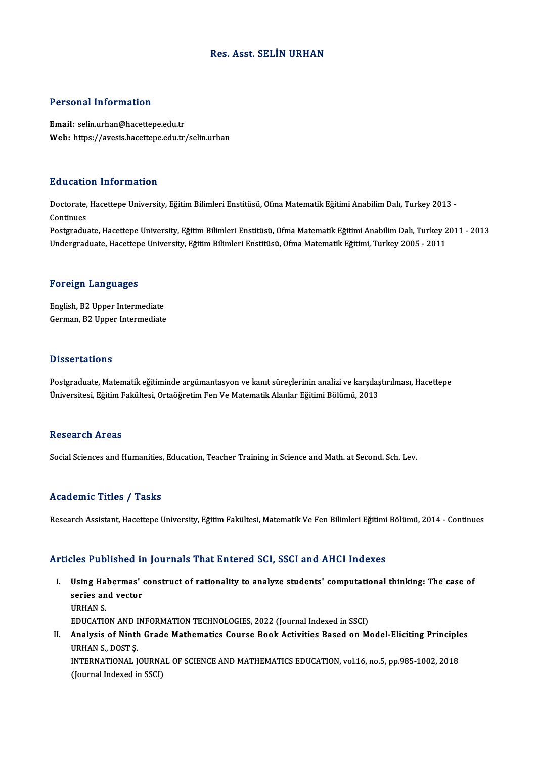# Res. Asst. SELİN URHAN

## Personal Information

**Email:** selin.urhan@hacettepe.edu.tr
**Web:** https://avesis.hacettepe.edu.tr/selin.urhan

## Education Information

Doctorate, Hacettepe University, Eğitim Bilimleri Enstitüsü, Ofma Matematik Eğitimi Anabilim Dalı, Turkey 2013 - Continues
Postgraduate, Hacettepe University, Eğitim Bilimleri Enstitüsü, Ofma Matematik Eğitimi Anabilim Dalı, Turkey 2011 - 2013
Undergraduate, Hacettepe University, Eğitim Bilimleri Enstitüsü, Ofma Matematik Eğitimi, Turkey 2005 - 2011

## Foreign Languages

English, B2 Upper Intermediate
German, B2 Upper Intermediate

## Dissertations

Postgraduate, Matematik eğitiminde argümantasyon ve kanıt süreçlerinin analizi ve karşılaştırılması, Hacettepe Üniversitesi, Eğitim Fakültesi, Ortaöğretim Fen Ve Matematik Alanlar Eğitimi Bölümü, 2013

## Research Areas

Social Sciences and Humanities, Education, Teacher Training in Science and Math. at Second. Sch. Lev.

## Academic Titles / Tasks

Research Assistant, Hacettepe University, Eğitim Fakültesi, Matematik Ve Fen Bilimleri Eğitimi Bölümü, 2014 - Continues

## Articles Published in Journals That Entered SCI, SSCI and AHCI Indexes

I. **Using Habermas' construct of rationality to analyze students' computational thinking: The case of series and vector**
URHAN S.
EDUCATION AND INFORMATION TECHNOLOGIES, 2022 (Journal Indexed in SSCI)

II. **Analysis of Ninth Grade Mathematics Course Book Activities Based on Model-Eliciting Principles**
URHAN S., DOST Ş.
INTERNATIONAL JOURNAL OF SCIENCE AND MATHEMATICS EDUCATION, vol.16, no.5, pp.985-1002, 2018 (Journal Indexed in SSCI)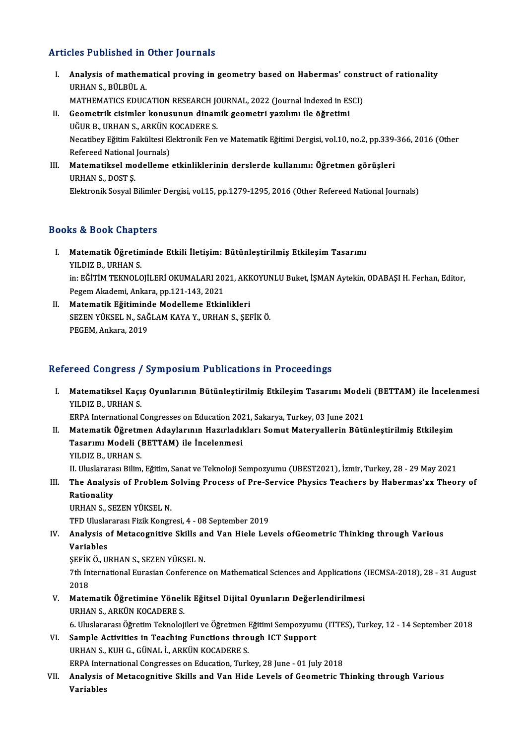## Articles Published in Other Journals

I. **Analysis of mathematical proving in geometry based on Habermas' construct of rationality**
URHAN S., BÜLBÜL A.
MATHEMATICS EDUCATION RESEARCH JOURNAL, 2022 (Journal Indexed in ESCI)

II. **Geometrik cisimler konusunun dinamik geometri yazılımı ile öğretimi**
UĞUR B., URHAN S., ARKÜN KOCADERE S.
Necatibey Eğitim Fakültesi Elektronik Fen ve Matematik Eğitimi Dergisi, vol.10, no.2, pp.339-366, 2016 (Other Refereed National Journals)

III. **Matematiksel modelleme etkinliklerinin derslerde kullanımı: Öğretmen görüşleri**
URHAN S., DOST Ş.
Elektronik Sosyal Bilimler Dergisi, vol.15, pp.1279-1295, 2016 (Other Refereed National Journals)

## Books & Book Chapters

I. **Matematik Öğretiminde Etkili İletişim: Bütünleştirilmiş Etkileşim Tasarımı**
YILDIZ B., URHAN S.
in: EĞİTİM TEKNOLOJİLERİ OKUMALARI 2021, AKKOYUNLU Buket, İŞMAN Aytekin, ODABAŞI H. Ferhan, Editor, Pegem Akademi, Ankara, pp.121-143, 2021

II. **Matematik Eğitiminde Modelleme Etkinlikleri**
SEZEN YÜKSEL N., SAĞLAM KAYA Y., URHAN S., ŞEFİK Ö.
PEGEM, Ankara, 2019

## Refereed Congress / Symposium Publications in Proceedings

I. **Matematiksel Kaçış Oyunlarının Bütünleştirilmiş Etkileşim Tasarımı Modeli (BETTAM) ile İncelenmesi**
YILDIZ B., URHAN S.
ERPA International Congresses on Education 2021, Sakarya, Turkey, 03 June 2021

II. **Matematik Öğretmen Adaylarının Hazırladıkları Somut Materyallerin Bütünleştirilmiş Etkileşim Tasarımı Modeli (BETTAM) ile İncelenmesi**
YILDIZ B., URHAN S.
II. Uluslararası Bilim, Eğitim, Sanat ve Teknoloji Sempozyumu (UBEST2021), İzmir, Turkey, 28 - 29 May 2021

III. **The Analysis of Problem Solving Process of Pre-Service Physics Teachers by Habermas'xx Theory of Rationality**
URHAN S., SEZEN YÜKSEL N.
TFD Uluslararası Fizik Kongresi, 4 - 08 September 2019

IV. **Analysis of Metacognitive Skills and Van Hiele Levels ofGeometric Thinking through Various Variables**
ŞEFİK Ö., URHAN S., SEZEN YÜKSEL N.
7th International Eurasian Conference on Mathematical Sciences and Applications (IECMSA-2018), 28 - 31 August 2018

V. **Matematik Öğretimine Yönelik Eğitsel Dijital Oyunların Değerlendirilmesi**
URHAN S., ARKÜN KOCADERE S.
6. Uluslararası Öğretim Teknolojileri ve Öğretmen Eğitimi Sempozyumu (ITTES), Turkey, 12 - 14 September 2018

VI. **Sample Activities in Teaching Functions through ICT Support**
URHAN S., KUH G., GÜNAL İ., ARKÜN KOCADERE S.
ERPA International Congresses on Education, Turkey, 28 June - 01 July 2018

VII. **Analysis of Metacognitive Skills and Van Hide Levels of Geometric Thinking through Various Variables**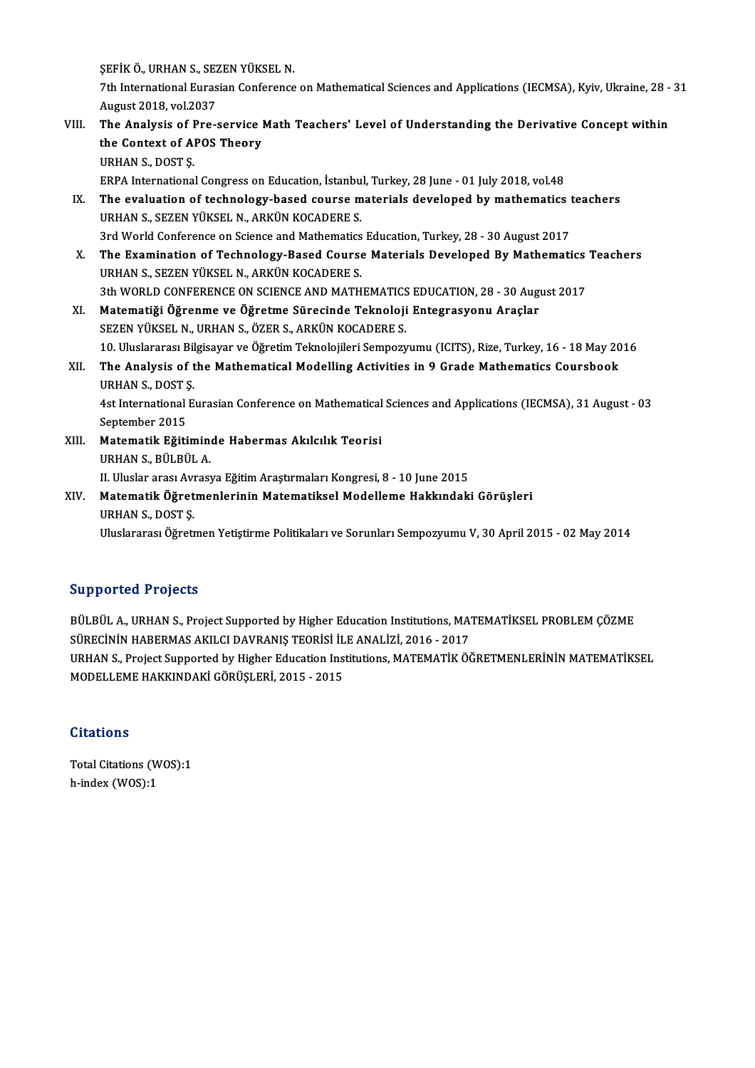ŞEFİK Ö., URHAN S., SEZEN YÜKSEL N.
7th International Eurasian Conference on Mathematical Sciences and Applications (IECMSA), Kyiv, Ukraine, 28 - 31 August 2018, vol.2037

VIII. **The Analysis of Pre-service Math Teachers' Level of Understanding the Derivative Concept within the Context of APOS Theory**
URHAN S., DOST Ş.
ERPA International Congress on Education, İstanbul, Turkey, 28 June - 01 July 2018, vol.48

IX. **The evaluation of technology-based course materials developed by mathematics teachers**
URHAN S., SEZEN YÜKSEL N., ARKÜN KOCADERE S.
3rd World Conference on Science and Mathematics Education, Turkey, 28 - 30 August 2017

X. **The Examination of Technology-Based Course Materials Developed By Mathematics Teachers**
URHAN S., SEZEN YÜKSEL N., ARKÜN KOCADERE S.
3th WORLD CONFERENCE ON SCIENCE AND MATHEMATICS EDUCATION, 28 - 30 August 2017

XI. **Matematiği Öğrenme ve Öğretme Sürecinde Teknoloji Entegrasyonu Araçlar**
SEZEN YÜKSEL N., URHAN S., ÖZER S., ARKÜN KOCADERE S.
10. Uluslararası Bilgisayar ve Öğretim Teknolojileri Sempozyumu (ICITS), Rize, Turkey, 16 - 18 May 2016

XII. **The Analysis of the Mathematical Modelling Activities in 9 Grade Mathematics Coursbook**
URHAN S., DOST Ş.
4st International Eurasian Conference on Mathematical Sciences and Applications (IECMSA), 31 August - 03 September 2015

XIII. **Matematik Eğitiminde Habermas Akılcılık Teorisi**
URHAN S., BÜLBÜL A.
II. Uluslar arası Avrasya Eğitim Araştırmaları Kongresi, 8 - 10 June 2015

XIV. **Matematik Öğretmenlerinin Matematiksel Modelleme Hakkındaki Görüşleri**
URHAN S., DOST Ş.
Uluslararası Öğretmen Yetiştirme Politikaları ve Sorunları Sempozyumu V, 30 April 2015 - 02 May 2014

## Supported Projects

BÜLBÜL A., URHAN S., Project Supported by Higher Education Institutions, MATEMATİKSEL PROBLEM ÇÖZME SÜRECİNİN HABERMAS AKILCI DAVRANIŞ TEORİSİ İLE ANALİZİ, 2016 - 2017

URHAN S., Project Supported by Higher Education Institutions, MATEMATİK ÖĞRETMENLERİNİN MATEMATİKSEL MODELLEME HAKKINDAKİ GÖRÜŞLERİ, 2015 - 2015

## Citations

Total Citations (WOS):1
h-index (WOS):1